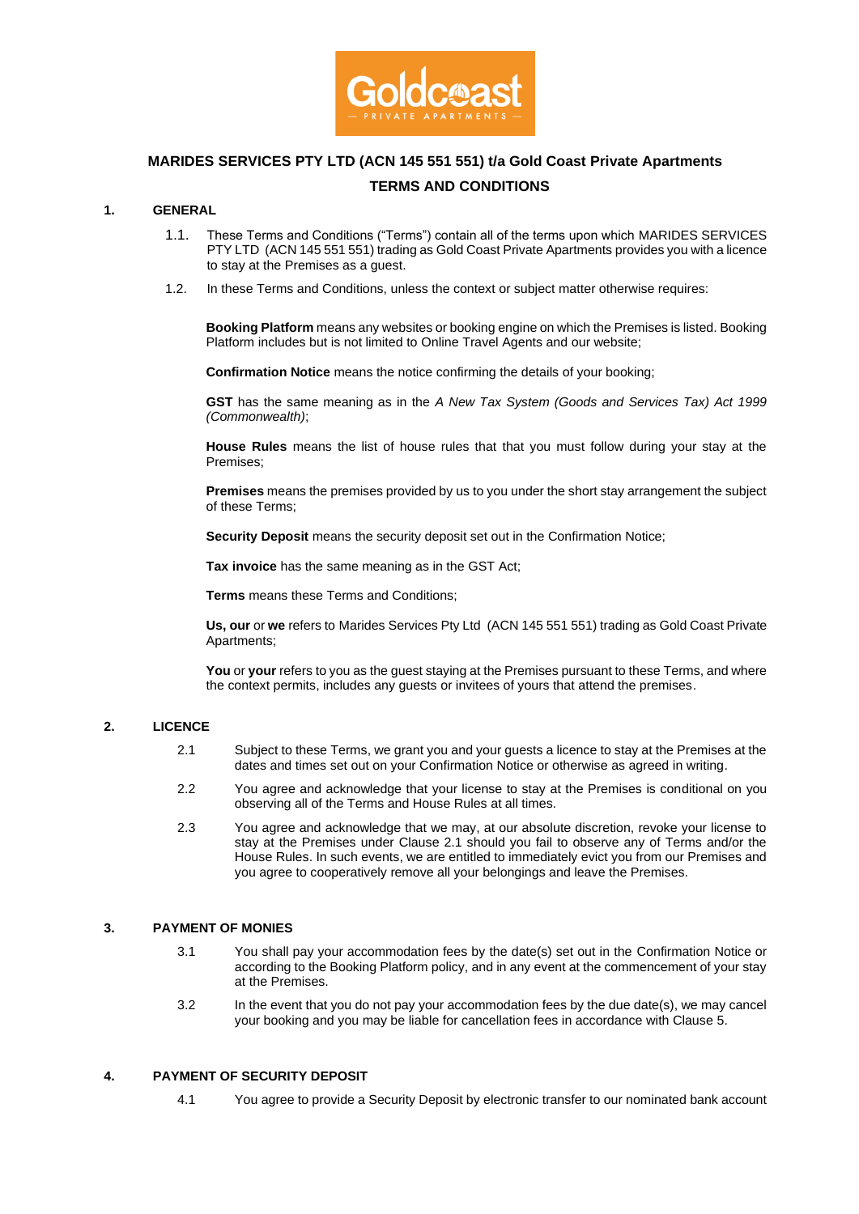**MARIDES SERVICES PTY LTD (ACN 145 551 551) t/a Gold Coast Private Apartments**

**TERMS AND CONDITIONS**

## 1. GENERAL

1.1. These Terms and Conditions ("Terms") contain all of the terms upon which MARIDES SERVICES PTY LTD (ACN 145 551 551) trading as Gold Coast Private Apartments provides you with a licence to stay at the Premises as a guest.

1.2. In these Terms and Conditions, unless the context or subject matter otherwise requires:

**Booking Platform** means any websites or booking engine on which the Premises is listed. Booking Platform includes but is not limited to Online Travel Agents and our website;

**Confirmation Notice** means the notice confirming the details of your booking;

**GST** has the same meaning as in the *A New Tax System (Goods and Services Tax) Act 1999 (Commonwealth)*;

**House Rules** means the list of house rules that that you must follow during your stay at the Premises;

**Premises** means the premises provided by us to you under the short stay arrangement the subject of these Terms;

**Security Deposit** means the security deposit set out in the Confirmation Notice;

**Tax invoice** has the same meaning as in the GST Act;

**Terms** means these Terms and Conditions;

**Us, our** or **we** refers to Marides Services Pty Ltd (ACN 145 551 551) trading as Gold Coast Private Apartments;

**You** or **your** refers to you as the guest staying at the Premises pursuant to these Terms, and where the context permits, includes any guests or invitees of yours that attend the premises.

## 2. LICENCE

2.1 Subject to these Terms, we grant you and your guests a licence to stay at the Premises at the dates and times set out on your Confirmation Notice or otherwise as agreed in writing.

2.2 You agree and acknowledge that your license to stay at the Premises is conditional on you observing all of the Terms and House Rules at all times.

2.3 You agree and acknowledge that we may, at our absolute discretion, revoke your license to stay at the Premises under Clause 2.1 should you fail to observe any of Terms and/or the House Rules. In such events, we are entitled to immediately evict you from our Premises and you agree to cooperatively remove all your belongings and leave the Premises.

## 3. PAYMENT OF MONIES

3.1 You shall pay your accommodation fees by the date(s) set out in the Confirmation Notice or according to the Booking Platform policy, and in any event at the commencement of your stay at the Premises.

3.2 In the event that you do not pay your accommodation fees by the due date(s), we may cancel your booking and you may be liable for cancellation fees in accordance with Clause 5.

## 4. PAYMENT OF SECURITY DEPOSIT

4.1 You agree to provide a Security Deposit by electronic transfer to our nominated bank account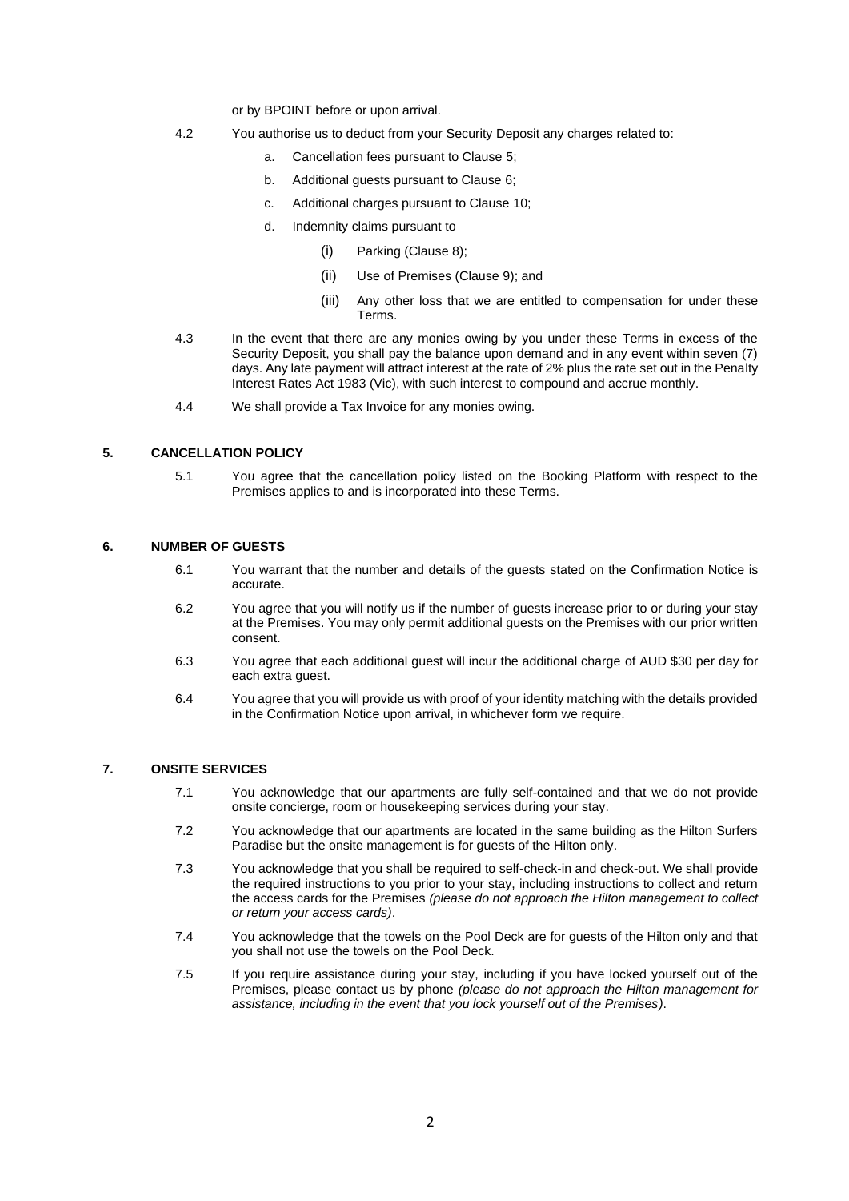or by BPOINT before or upon arrival.

4.2 You authorise us to deduct from your Security Deposit any charges related to:

a. Cancellation fees pursuant to Clause 5;

b. Additional guests pursuant to Clause 6;

c. Additional charges pursuant to Clause 10;

d. Indemnity claims pursuant to

(i) Parking (Clause 8);

(ii) Use of Premises (Clause 9); and

(iii) Any other loss that we are entitled to compensation for under these Terms.

4.3 In the event that there are any monies owing by you under these Terms in excess of the Security Deposit, you shall pay the balance upon demand and in any event within seven (7) days. Any late payment will attract interest at the rate of 2% plus the rate set out in the Penalty Interest Rates Act 1983 (Vic), with such interest to compound and accrue monthly.

4.4 We shall provide a Tax Invoice for any monies owing.

## 5. CANCELLATION POLICY

5.1 You agree that the cancellation policy listed on the Booking Platform with respect to the Premises applies to and is incorporated into these Terms.

## 6. NUMBER OF GUESTS

6.1 You warrant that the number and details of the guests stated on the Confirmation Notice is accurate.

6.2 You agree that you will notify us if the number of guests increase prior to or during your stay at the Premises. You may only permit additional guests on the Premises with our prior written consent.

6.3 You agree that each additional guest will incur the additional charge of AUD $30 per day for each extra guest.

6.4 You agree that you will provide us with proof of your identity matching with the details provided in the Confirmation Notice upon arrival, in whichever form we require.

## 7. ONSITE SERVICES

7.1 You acknowledge that our apartments are fully self-contained and that we do not provide onsite concierge, room or housekeeping services during your stay.

7.2 You acknowledge that our apartments are located in the same building as the Hilton Surfers Paradise but the onsite management is for guests of the Hilton only.

7.3 You acknowledge that you shall be required to self-check-in and check-out. We shall provide the required instructions to you prior to your stay, including instructions to collect and return the access cards for the Premises *(please do not approach the Hilton management to collect or return your access cards)*.

7.4 You acknowledge that the towels on the Pool Deck are for guests of the Hilton only and that you shall not use the towels on the Pool Deck.

7.5 If you require assistance during your stay, including if you have locked yourself out of the Premises, please contact us by phone *(please do not approach the Hilton management for assistance, including in the event that you lock yourself out of the Premises)*.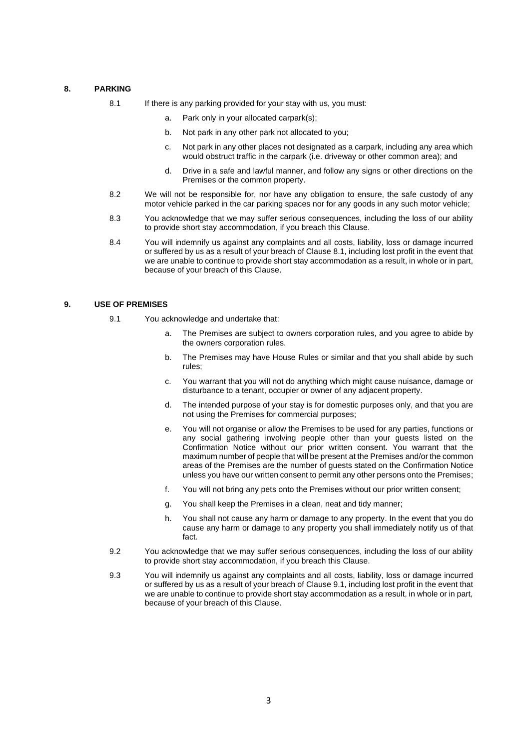## 8. PARKING

8.1 If there is any parking provided for your stay with us, you must:

a. Park only in your allocated carpark(s);

b. Not park in any other park not allocated to you;

c. Not park in any other places not designated as a carpark, including any area which would obstruct traffic in the carpark (i.e. driveway or other common area); and

d. Drive in a safe and lawful manner, and follow any signs or other directions on the Premises or the common property.

8.2 We will not be responsible for, nor have any obligation to ensure, the safe custody of any motor vehicle parked in the car parking spaces nor for any goods in any such motor vehicle;

8.3 You acknowledge that we may suffer serious consequences, including the loss of our ability to provide short stay accommodation, if you breach this Clause.

8.4 You will indemnify us against any complaints and all costs, liability, loss or damage incurred or suffered by us as a result of your breach of Clause 8.1, including lost profit in the event that we are unable to continue to provide short stay accommodation as a result, in whole or in part, because of your breach of this Clause.

## 9. USE OF PREMISES

9.1 You acknowledge and undertake that:

a. The Premises are subject to owners corporation rules, and you agree to abide by the owners corporation rules.

b. The Premises may have House Rules or similar and that you shall abide by such rules;

c. You warrant that you will not do anything which might cause nuisance, damage or disturbance to a tenant, occupier or owner of any adjacent property.

d. The intended purpose of your stay is for domestic purposes only, and that you are not using the Premises for commercial purposes;

e. You will not organise or allow the Premises to be used for any parties, functions or any social gathering involving people other than your guests listed on the Confirmation Notice without our prior written consent. You warrant that the maximum number of people that will be present at the Premises and/or the common areas of the Premises are the number of guests stated on the Confirmation Notice unless you have our written consent to permit any other persons onto the Premises;

f. You will not bring any pets onto the Premises without our prior written consent;

g. You shall keep the Premises in a clean, neat and tidy manner;

h. You shall not cause any harm or damage to any property. In the event that you do cause any harm or damage to any property you shall immediately notify us of that fact.

9.2 You acknowledge that we may suffer serious consequences, including the loss of our ability to provide short stay accommodation, if you breach this Clause.

9.3 You will indemnify us against any complaints and all costs, liability, loss or damage incurred or suffered by us as a result of your breach of Clause 9.1, including lost profit in the event that we are unable to continue to provide short stay accommodation as a result, in whole or in part, because of your breach of this Clause.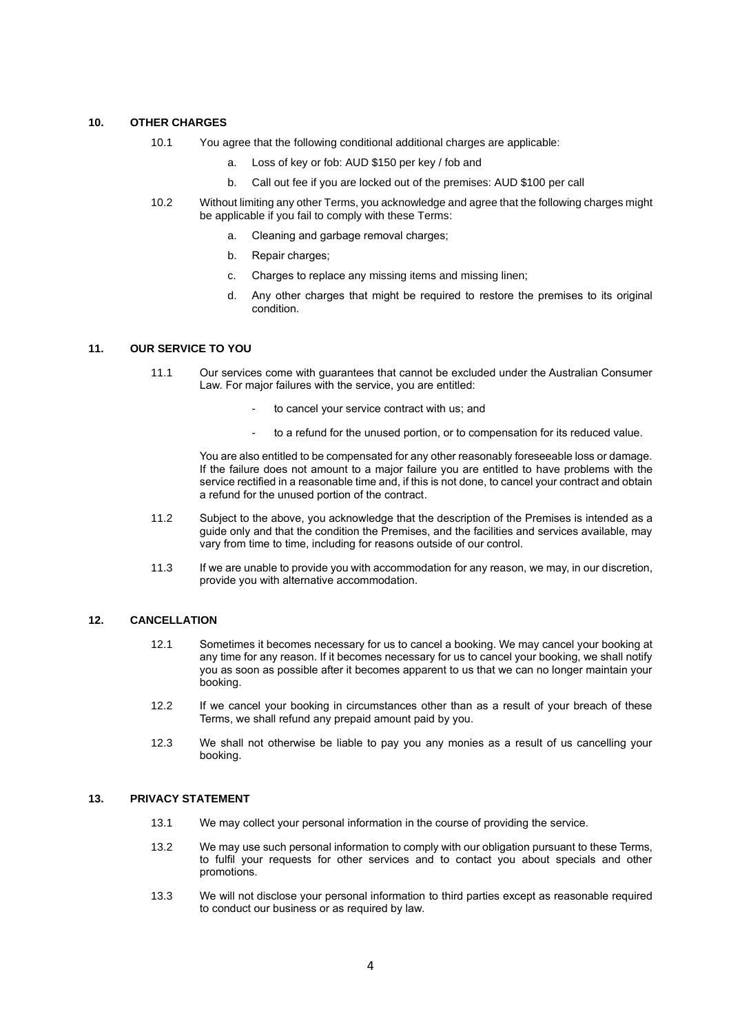## 10. OTHER CHARGES

10.1 You agree that the following conditional additional charges are applicable:

a. Loss of key or fob: AUD $150 per key / fob and

b. Call out fee if you are locked out of the premises: AUD $100 per call

10.2 Without limiting any other Terms, you acknowledge and agree that the following charges might be applicable if you fail to comply with these Terms:

a. Cleaning and garbage removal charges;

b. Repair charges;

c. Charges to replace any missing items and missing linen;

d. Any other charges that might be required to restore the premises to its original condition.

## 11. OUR SERVICE TO YOU

11.1 Our services come with guarantees that cannot be excluded under the Australian Consumer Law. For major failures with the service, you are entitled:

- to cancel your service contract with us; and
- to a refund for the unused portion, or to compensation for its reduced value.

You are also entitled to be compensated for any other reasonably foreseeable loss or damage. If the failure does not amount to a major failure you are entitled to have problems with the service rectified in a reasonable time and, if this is not done, to cancel your contract and obtain a refund for the unused portion of the contract.

11.2 Subject to the above, you acknowledge that the description of the Premises is intended as a guide only and that the condition the Premises, and the facilities and services available, may vary from time to time, including for reasons outside of our control.

11.3 If we are unable to provide you with accommodation for any reason, we may, in our discretion, provide you with alternative accommodation.

## 12. CANCELLATION

12.1 Sometimes it becomes necessary for us to cancel a booking. We may cancel your booking at any time for any reason. If it becomes necessary for us to cancel your booking, we shall notify you as soon as possible after it becomes apparent to us that we can no longer maintain your booking.

12.2 If we cancel your booking in circumstances other than as a result of your breach of these Terms, we shall refund any prepaid amount paid by you.

12.3 We shall not otherwise be liable to pay you any monies as a result of us cancelling your booking.

## 13. PRIVACY STATEMENT

13.1 We may collect your personal information in the course of providing the service.

13.2 We may use such personal information to comply with our obligation pursuant to these Terms, to fulfil your requests for other services and to contact you about specials and other promotions.

13.3 We will not disclose your personal information to third parties except as reasonable required to conduct our business or as required by law.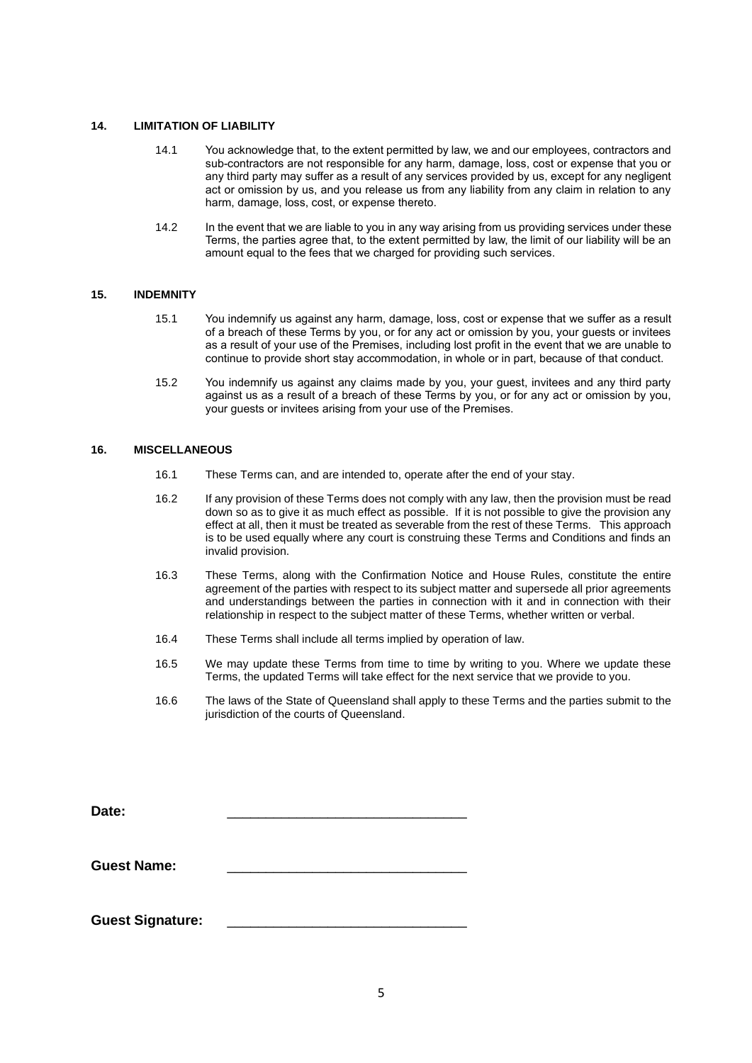## 14. LIMITATION OF LIABILITY

14.1 You acknowledge that, to the extent permitted by law, we and our employees, contractors and sub-contractors are not responsible for any harm, damage, loss, cost or expense that you or any third party may suffer as a result of any services provided by us, except for any negligent act or omission by us, and you release us from any liability from any claim in relation to any harm, damage, loss, cost, or expense thereto.

14.2 In the event that we are liable to you in any way arising from us providing services under these Terms, the parties agree that, to the extent permitted by law, the limit of our liability will be an amount equal to the fees that we charged for providing such services.

## 15. INDEMNITY

15.1 You indemnify us against any harm, damage, loss, cost or expense that we suffer as a result of a breach of these Terms by you, or for any act or omission by you, your guests or invitees as a result of your use of the Premises, including lost profit in the event that we are unable to continue to provide short stay accommodation, in whole or in part, because of that conduct.

15.2 You indemnify us against any claims made by you, your guest, invitees and any third party against us as a result of a breach of these Terms by you, or for any act or omission by you, your guests or invitees arising from your use of the Premises.

## 16. MISCELLANEOUS

16.1 These Terms can, and are intended to, operate after the end of your stay.

16.2 If any provision of these Terms does not comply with any law, then the provision must be read down so as to give it as much effect as possible. If it is not possible to give the provision any effect at all, then it must be treated as severable from the rest of these Terms. This approach is to be used equally where any court is construing these Terms and Conditions and finds an invalid provision.

16.3 These Terms, along with the Confirmation Notice and House Rules, constitute the entire agreement of the parties with respect to its subject matter and supersede all prior agreements and understandings between the parties in connection with it and in connection with their relationship in respect to the subject matter of these Terms, whether written or verbal.

16.4 These Terms shall include all terms implied by operation of law.

16.5 We may update these Terms from time to time by writing to you. Where we update these Terms, the updated Terms will take effect for the next service that we provide to you.

16.6 The laws of the State of Queensland shall apply to these Terms and the parties submit to the jurisdiction of the courts of Queensland.

**Date:** \_\_\_\_\_\_\_\_\_\_\_\_\_\_\_\_\_\_\_\_\_\_\_\_\_\_\_\_\_\_\_\_

**Guest Name:** \_\_\_\_\_\_\_\_\_\_\_\_\_\_\_\_\_\_\_\_\_\_\_\_\_\_\_\_\_\_\_\_

**Guest Signature:** \_\_\_\_\_\_\_\_\_\_\_\_\_\_\_\_\_\_\_\_\_\_\_\_\_\_\_\_\_\_\_\_